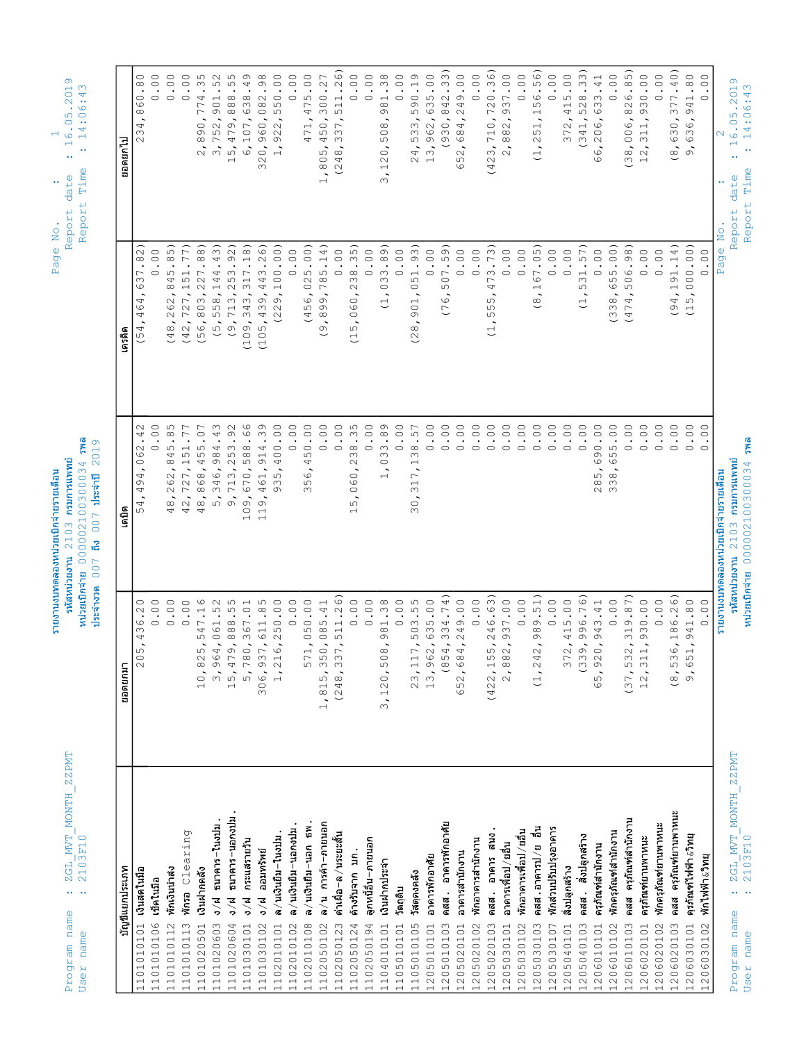# รายงานงบทดลองหน่วยเบิกจ่ายรายเดือน

**รหัสหน่วยงาน** 2103 **กรมการแพทย์**
**หน่วยเบิกจ่าย** 0000210030034 **รพล**
**ประจำงวด** 007 **ถึง** 007 **ประจำปี** 2019

Program name : ZGL_MVT_MONTH_ZZPMT
User name : 2103F10

Report date : 16.05.2019
Report Time : 14:06:43

| บัญชีแยกประเภท | | ยอดยกมา | เดบิต | เครดิต | ยอดยกไป |
|---|---|---|---|---|---|
| 1101010101 | เงินสดในมือ | 205,436.20 | 54,494,062.42 | (54,464,637.82) | 234,860.80 |
| 1101010106 | เช็คในมือ | 0.00 | 0.00 | 0.00 | 0.00 |
| 1101010112 | พักเงินนำส่ง | 0.00 | 48,262,845.85 | (48,262,845.85) | 0.00 |
| 1101010113 | พักรส Clearing | 0.00 | 42,727,151.77 | (42,727,151.77) | 0.00 |
| 1101020501 | เงินฝากคลัง | 10,825,547.16 | 48,868,455.07 | (56,803,227.88) | 2,890,774.35 |
| 1101020603 | ง/ฝ ธนาคาร-ในงปม. | 3,964,061.52 | 5,346,984.43 | (5,558,144.43) | 3,752,901.52 |
| 1101020604 | ง/ฝ ธนาคาร-นอกงปม. | 15,479,888.55 | 9,713,253.92 | (9,713,253.92) | 15,479,888.55 |
| 1101030101 | ง/ฝ กระแสรายวัน | 5,780,367.01 | 109,670,588.66 | (109,343,317.18) | 6,107,638.49 |
| 1101030102 | ง/ฝ ออมทรัพย์ | 306,937,611.85 | 119,461,914.39 | (105,439,443.26) | 320,960,082.98 |
| 1102010101 | ล/น เงินยืม-ในงปม. | 1,216,250.00 | 935,400.00 | (229,100.00) | 1,922,550.00 |
| 1102010102 | ล/น เงินยืม-นอกงปม. | 0.00 | 0.00 | 0.00 | 0.00 |
| 1102010108 | ล/น เงินยืม-นอก ธพ. | 571,050.00 | 356,450.00 | (456,025.00) | 471,475.00 |
| 1102050102 | ล/น การค้า-ภายนอก | 1,815,350,085.41 | 0.00 | (9,899,785.14) | 1,805,450,300.27 |
| 1102050123 | ค่าเผื่อ-ล/น ระยะสั้น | (248,337,511.26) | 0.00 | 0.00 | (248,337,511.26) |
| 1102050124 | ค้างรับจาก มก. | 0.00 | 15,060,238.35 | (15,060,238.35) | 0.00 |
| 1102050194 | ลูกหนี้อื่น-ภายนอก | 0.00 | 0.00 | 0.00 | 0.00 |
| 1104010101 | เงินฝากประจำ | 3,120,508,981.38 | 1,033.89 | (1,033.89) | 3,120,508,981.38 |
| 1105010101 | วัตถุดิบ | 0.00 | 0.00 | 0.00 | 0.00 |
| 1105010105 | วัสดุคงคลัง | 23,117,503.55 | 30,317,138.57 | (28,901,051.93) | 24,533,590.19 |
| 1205010101 | อาคารพักอาศัย | 13,962,635.00 | 0.00 | 0.00 | 13,962,635.00 |
| 1205010103 | คสส. อาคารพักอาศัย | (854,334.74) | 0.00 | (76,507.59) | (930,842.33) |
| 1205020101 | อาคารสำนักงาน | 652,684,249.00 | 0.00 | 0.00 | 652,684,249.00 |
| 1205020102 | พักอาคารสำนักงาน | 0.00 | 0.00 | 0.00 | 0.00 |
| 1205020103 | คสส. อาคาร สนง. | (422,155,246.63) | 0.00 | (1,555,473.73) | (423,710,720.36) |
| 1205030101 | อาคารเพื่อป/ยอื่น | 2,882,937.00 | 0.00 | 0.00 | 2,882,937.00 |
| 1205030102 | พักอาคารเพื่อป/ยอื่น | 0.00 | 0.00 | 0.00 | 0.00 |
| 1205030103 | คสส.อาคารป/ย อื่น | (1,242,989.51) | 0.00 | (8,167.05) | (1,251,156.56) |
| 1205030107 | พักส่วนปรับปรุงอาคาร | 0.00 | 0.00 | 0.00 | 0.00 |
| 1205040101 | สิ่งปลูกสร้าง | 372,415.00 | 0.00 | 0.00 | 372,415.00 |
| 1205040103 | คสส. สิ่งปลูกสร้าง | (339,996.76) | 0.00 | (1,531.57) | (341,528.33) |
| 1206010101 | ครุภัณฑ์สำนักงาน | 65,920,943.41 | 285,690.00 | 0.00 | 66,206,633.41 |
| 1206010102 | พักครุภัณฑ์สำนักงาน | 0.00 | 338,655.00 | (338,655.00) | 0.00 |
| 1206010103 | คสส ครุภัณฑ์สำนักงาน | (37,532,319.87) | 0.00 | (474,506.98) | (38,006,826.85) |
| 1206020101 | ครุภัณฑ์ยานพาหนะ | 12,311,930.00 | 0.00 | 0.00 | 12,311,930.00 |
| 1206020102 | พักครุภัณฑ์ยานพาหนะ | 0.00 | 0.00 | 0.00 | 0.00 |
| 1206020103 | คสส ครุภัณฑ์ยานพาหนะ | (8,536,186.26) | 0.00 | (94,191.14) | (8,630,377.40) |
| 1206030101 | ครุภัณฑ์ไฟฟ้า&วิทยุ | 9,651,941.80 | 0.00 | (15,000.00) | 9,636,941.80 |
| 1206030102 | พักไฟฟ้า&วิทยุ | 0.00 | 0.00 | 0.00 | 0.00 |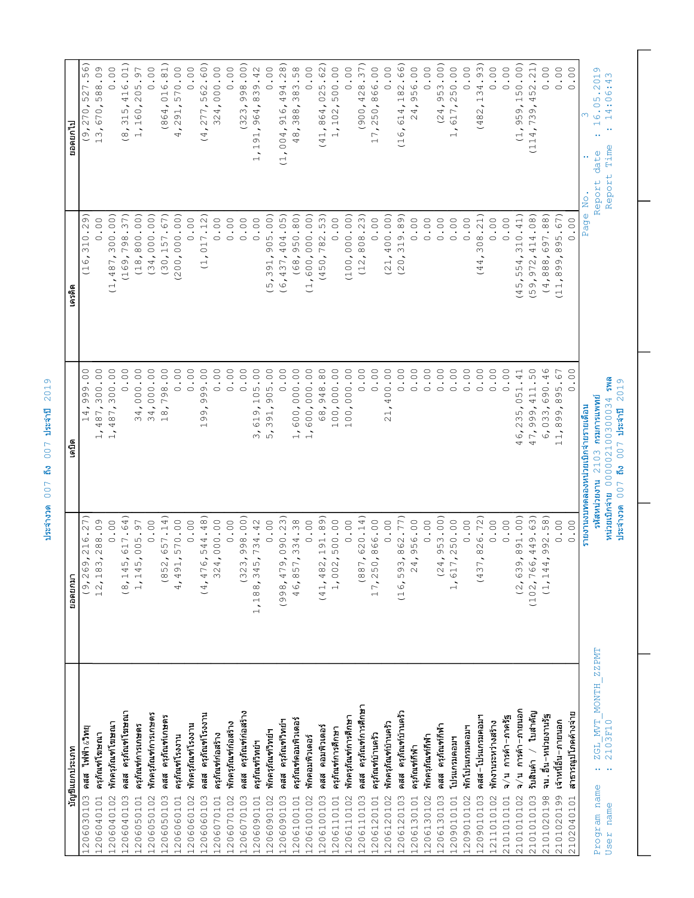ประจำงวด 007 ถึง 007 ประจำปี 2019

| บัญชีแยกประเภท | ยอดยกมา | เดบิต | เครดิต | ยอดยกไป |
|---|---|---|---|---|
| 1206030103 คสส ไฟฟ้า&วิทยุ | (9,269,216.27) | 14,999.00 | (16,310.29) | (9,270,527.56) |
| 1206040101 ครุภัณฑ์โฆษณา | 12,183,288.09 | 1,487,300.00 | 0.00 | 13,670,588.09 |
| 1206040102 พักครุภัณฑ์โฆษณา | 0.00 | 1,487,300.00 | (1,487,300.00) | 0.00 |
| 1206040103 คสส ครุภัณฑ์โฆษณา | (8,145,617.64) | 0.00 | (169,798.37) | (8,315,416.01) |
| 1206050101 ครุภัณฑ์การเกษตร | 1,145,005.97 | 34,000.00 | (18,800.00) | 1,160,205.97 |
| 1206050102 พักครุภัณฑ์การเกษตร | 0.00 | 34,000.00 | (34,000.00) | 0.00 |
| 1206050103 คสส ครุภัณฑ์เกษตร | (852,657.14) | 18,798.00 | (30,157.67) | (864,016.81) |
| 1206060101 ครุภัณฑ์โรงงาน | 4,491,570.00 | 0.00 | (200,000.00) | 4,291,570.00 |
| 1206060102 พักครุภัณฑ์โรงงาน | 0.00 | 0.00 | 0.00 | 0.00 |
| 1206060103 คสส ครุภัณฑ์โรงงาน | (4,476,544.48) | 199,999.00 | (1,017.12) | (4,277,562.60) |
| 1206070101 ครุภัณฑ์ก่อสร้าง | 324,000.00 | 0.00 | 0.00 | 324,000.00 |
| 1206070102 พักครุภัณฑ์ก่อสร้าง | 0.00 | 0.00 | 0.00 | 0.00 |
| 1206070103 คสส ครุภัณฑ์ก่อสร้าง | (323,998.00) | 0.00 | 0.00 | (323,998.00) |
| 1206090101 ครุภัณฑ์วิทย์ฯ | 1,188,345,734.42 | 3,619,105.00 | 0.00 | 1,191,964,839.42 |
| 1206090102 พักครุภัณฑ์วิทย์ฯ | 0.00 | 5,391,905.00 | (5,391,905.00) | 0.00 |
| 1206090103 คสส ครุภัณฑ์วิทย์ฯ | (998,479,090.23) | 0.00 | (6,437,404.05) | (1,004,916,494.28) |
| 1206100101 ครุภัณฑ์คอมพิวเตอร์ | 46,857,334.38 | 1,600,000.00 | (68,950.80) | 48,388,383.58 |
| 1206100102 พักคอมพิวเตอร์ | 0.00 | 1,600,000.00 | (1,600,000.00) | 0.00 |
| 1206100103 คสส คอมพิวเตอร์ | (41,482,191.89) | 68,948.80 | (450,782.53) | (41,864,025.62) |
| 1206110101 ครุภัณฑ์การศึกษา | 1,002,500.00 | 100,000.00 | 0.00 | 1,102,500.00 |
| 1206110102 พักครุภัณฑ์การศึกษา | 0.00 | 100,000.00 | (100,000.00) | 0.00 |
| 1206110103 คสส ครุภัณฑ์การศึกษา | (887,620.14) | 0.00 | (12,808.23) | (900,428.37) |
| 1206120101 ครุภัณฑ์บ้านครัว | 17,250,866.00 | 0.00 | 0.00 | 17,250,866.00 |
| 1206120102 พักครุภัณฑ์บ้านครัว | 0.00 | 21,400.00 | (21,400.00) | 0.00 |
| 1206120103 คสส ครุภัณฑ์บ้านครัว | (16,593,862.77) | 0.00 | (20,319.89) | (16,614,182.66) |
| 1206130101 ครุภัณฑ์กีฬา | 24,956.00 | 0.00 | 0.00 | 24,956.00 |
| 1206130102 พักครุภัณฑ์กีฬา | 0.00 | 0.00 | 0.00 | 0.00 |
| 1206130103 คสส ครุภัณฑ์กีฬา | (24,953.00) | 0.00 | 0.00 | (24,953.00) |
| 1209010101 โปรแกรมคอมฯ | 1,617,250.00 | 0.00 | 0.00 | 1,617,250.00 |
| 1209010102 พักโปรแกรมคอมฯ | 0.00 | 0.00 | 0.00 | 0.00 |
| 1209010103 คสส-โปรแกรมคอมฯ | (437,826.72) | 0.00 | (44,308.21) | (482,134.93) |
| 1211010102 พักงานระหว่างสร้าง | 0.00 | 0.00 | 0.00 | 0.00 |
| 2101010101 จ/น การค้า-ภาครัฐ | 0.00 | 0.00 | 0.00 | 0.00 |
| 2101010102 จ/น การค้า-ภายนอก | (2,639,891.00) | 46,235,051.41 | (45,554,310.41) | (1,959,150.00) |
| 2101010103 รับสินค้า / ใบสำคัญ | (102,766,449.63) | 47,999,411.50 | (59,972,414.08) | (114,739,452.21) |
| 2101020198 จน.อื่น-หน่วยงานรัฐ | (1,144,992.58) | 6,033,690.46 | (4,888,697.88) | 0.00 |
| 2101020199 เจ้าหนี้อื่น-ภายนอก | 0.00 | 11,899,895.67 | (11,899,895.67) | 0.00 |
| 2102040101 สาธารณูปโภคค้างจ่าย | 0.00 | 0.00 | 0.00 | 0.00 |

Program name : ZGL_MVT_MONTH_ZZPMT
User name : 2103F10

รายงานงบทดลองหน่วยเบิกจ่ายรายเดือน
รหัสหน่วยงาน 2103 กรมการแพทย์
หน่วยเบิกจ่าย 0000210300034 รพล
ประจำงวด 007 ถึง 007 ประจำปี 2019

Page No. : 3
Report date : 16.05.2019
Report Time : 14:06:43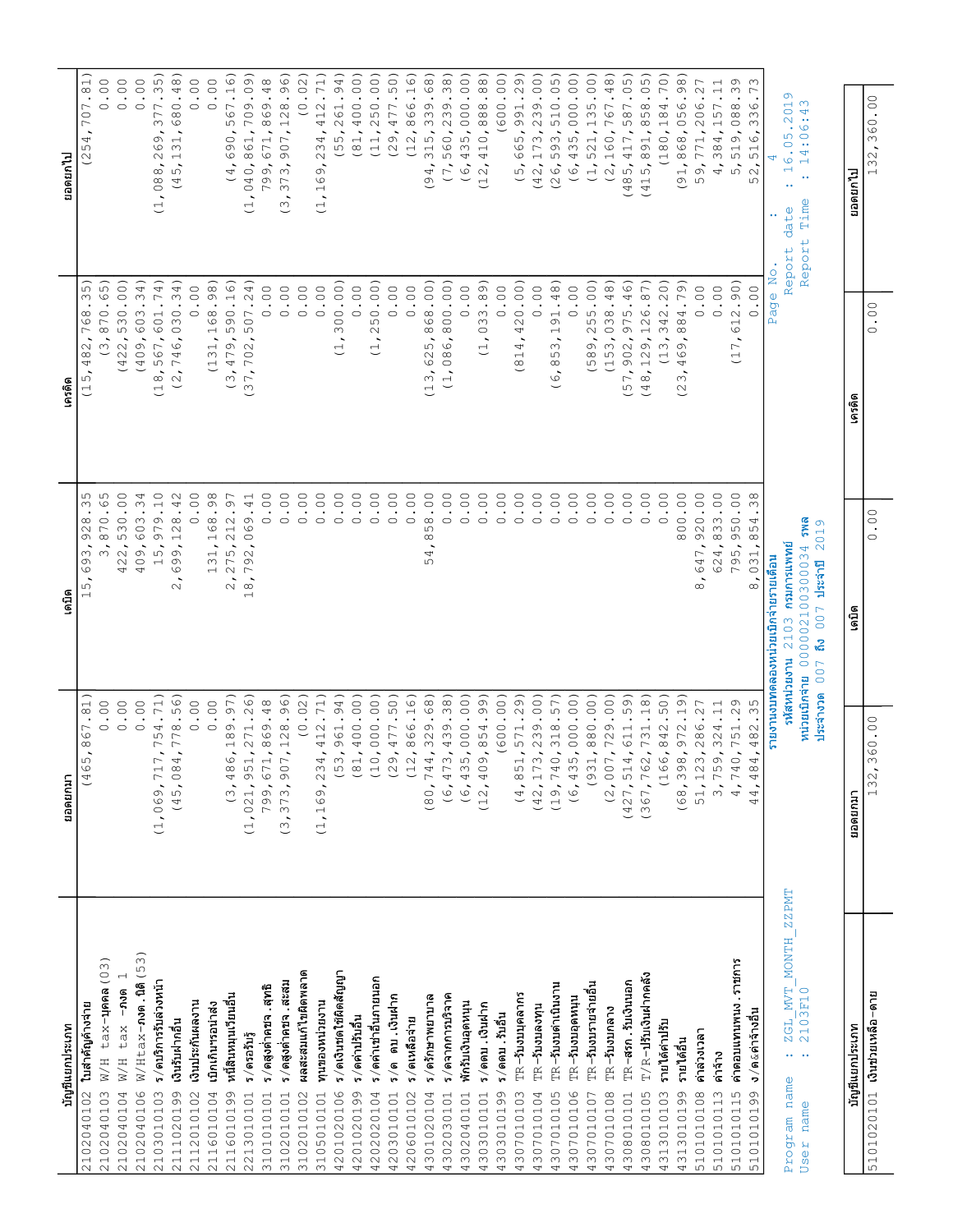| บัญชีแยกประเภท | | ยอดยกมา | เดบิต | เครดิต | ยอดยกไป |
|---|---|---|---|---|---|
| 2102040102 | ใบสำคัญค้างจ่าย | (465,867.81) | 15,693,928.35 | (15,482,768.35) | (254,707.81) |
| 2102040103 | W/H tax-บุคคล(03) | 0.00 | 3,870.65 | (3,870.65) | 0.00 |
| 2102040104 | W/H tax -ภงด 1 | 0.00 | 422,530.00 | (422,530.00) | 0.00 |
| 2102040106 | W/Htax-ภงด.นิติ(53) | 0.00 | 409,603.34 | (409,603.34) | 0.00 |
| 2103010103 | ร/ดบริการรับล่วงหน้า | (1,069,717,754.71) | 15,979.10 | (18,567,601.74) | (1,088,269,377.35) |
| 2111020199 | เงินรับฝากอื่น | (45,084,778.56) | 2,699,128.42 | (2,746,030.34) | (45,131,680.48) |
| 2112010102 | เงินประกันผลงาน | 0.00 | 0.00 | 0.00 | 0.00 |
| 2116010104 | เบิกเกินรอนำส่ง | 0.00 | 131,168.98 | (131,168.98) | 0.00 |
| 2116010199 | หนี้สินหมุนเวียนอื่น | (3,486,189.97) | 2,275,212.97 | (3,479,590.16) | (4,690,567.16) |
| 2213010101 | ร/ดรอรับรู้ | (1,021,951,271.26) | 18,792,069.41 | (37,702,507.24) | (1,040,861,709.09) |
| 3101010101 | ร/ดสูงต่ำคชจ.สุทธิ | 799,671,869.48 | 0.00 | 0.00 | 799,671,869.48 |
| 3102010101 | ร/ดสูงต่ำคชจ.สะสม | (3,373,907,128.96) | 0.00 | 0.00 | (3,373,907,128.96) |
| 3102010102 | ผลสะสมแก้ไขผิดพลาด | (0.02) | 0.00 | 0.00 | (0.02) |
| 3105010101 | ทุนของหน่วยงาน | (1,169,234,412.71) | 0.00 | 0.00 | (1,169,234,412.71) |
| 4201020106 | ร/ดเงินชดใช้ผิดสัญญา | (53,961.94) | 0.00 | (1,300.00) | (55,261.94) |
| 4201020199 | ร/ดค่าปรับอื่น | (81,400.00) | 0.00 | 0.00 | (81,400.00) |
| 4202020104 | ร/ดค่าเช่าอื่นภายนอก | (10,000.00) | 0.00 | (1,250.00) | (11,250.00) |
| 4203010101 | ร/ด ดบ.เงินฝาก | (29,477.50) | 0.00 | 0.00 | (29,477.50) |
| 4206010102 | ร/ดเหลือจ่าย | (12,866.16) | 0.00 | 0.00 | (12,866.16) |
| 4301020104 | ร/ดรักษาพยาบาล | (80,744,329.68) | 54,858.00 | (13,625,868.00) | (94,315,339.68) |
| 4302030101 | ร/ดจากการบริจาค | (6,473,439.38) | 0.00 | (1,086,800.00) | (7,560,239.38) |
| 4302040101 | พักรับเงินอุดหนุน | (6,435,000.00) | 0.00 | 0.00 | (6,435,000.00) |
| 4303010101 | ร/ดดบ.เงินฝาก | (12,409,854.99) | 0.00 | (1,033.89) | (12,410,888.88) |
| 4303010199 | ร/ดดบ.รับอื่น | (600.00) | 0.00 | 0.00 | (600.00) |
| 4307010103 | TR-รับงบบุคลากร | (4,851,571.29) | 0.00 | (814,420.00) | (5,665,991.29) |
| 4307010104 | TR-รับงบลงทุน | (42,173,239.00) | 0.00 | 0.00 | (42,173,239.00) |
| 4307010105 | TR-รับงบดำเนินงาน | (19,740,318.57) | 0.00 | (6,853,191.48) | (26,593,510.05) |
| 4307010106 | TR-รับงบอุดหนุน | (6,435,000.00) | 0.00 | 0.00 | (6,435,000.00) |
| 4307010107 | TR-รับงบรายจ่ายอื่น | (931,880.00) | 0.00 | (589,255.00) | (1,521,135.00) |
| 4307010108 | TR-รับงบกลาง | (2,007,729.00) | 0.00 | (153,038.48) | (2,160,767.48) |
| 4308010101 | TR-สรก.รับเงินนอก | (427,514,611.59) | 0.00 | (57,902,975.46) | (485,417,587.05) |
| 4308010105 | T/R-ปรับเงินฝากคลัง | (367,762,731.18) | 0.00 | (48,129,126.87) | (415,891,858.05) |
| 4313010103 | รายได้ค่าปรับ | (166,842.50) | 0.00 | (13,342.20) | (180,184.70) |
| 4313010199 | รายได้อื่น | (68,398,972.19) | 800.00 | (23,469,884.79) | (91,868,056.98) |
| 5101010108 | ค่าล่วงเวลา | 51,123,286.27 | 8,647,920.00 | 0.00 | 59,771,206.27 |
| 5101010113 | ค่าจ้าง | 3,759,324.11 | 624,833.00 | 0.00 | 4,384,157.11 |
| 5101010115 | ค่าตอบแทนพนง.ราชการ | 4,740,751.29 | 795,950.00 | (17,612.90) | 5,519,088.39 |
| 5101010199 | ง/ด&ค่าจ้างอื่น | 44,484,482.35 | 8,031,854.38 | 0.00 | 52,516,336.73 |

Program name : ZGL_MVT_MONTH_ZZPMT
User name : 2103F10

รายงานงบทดลองหน่วยเบิกจ่ายรายเดือน
รหัสหน่วยงาน 2103 กรมการแพทย์
หน่วยเบิกจ่าย 0000210030034 รพล
ประจำงวด 007 ถึง 007 ประจำปี 2019

Page No. : 4
Report date : 16.05.2019
Report Time : 14:06:43

| บัญชีแยกประเภท | | ยอดยกมา | เดบิต | เครดิต | ยอดยกไป |
|---|---|---|---|---|---|
| 5101020101 | เงินช่วยเหลือ-ตาย | 132,360.00 | 0.00 | 0.00 | 132,360.00 |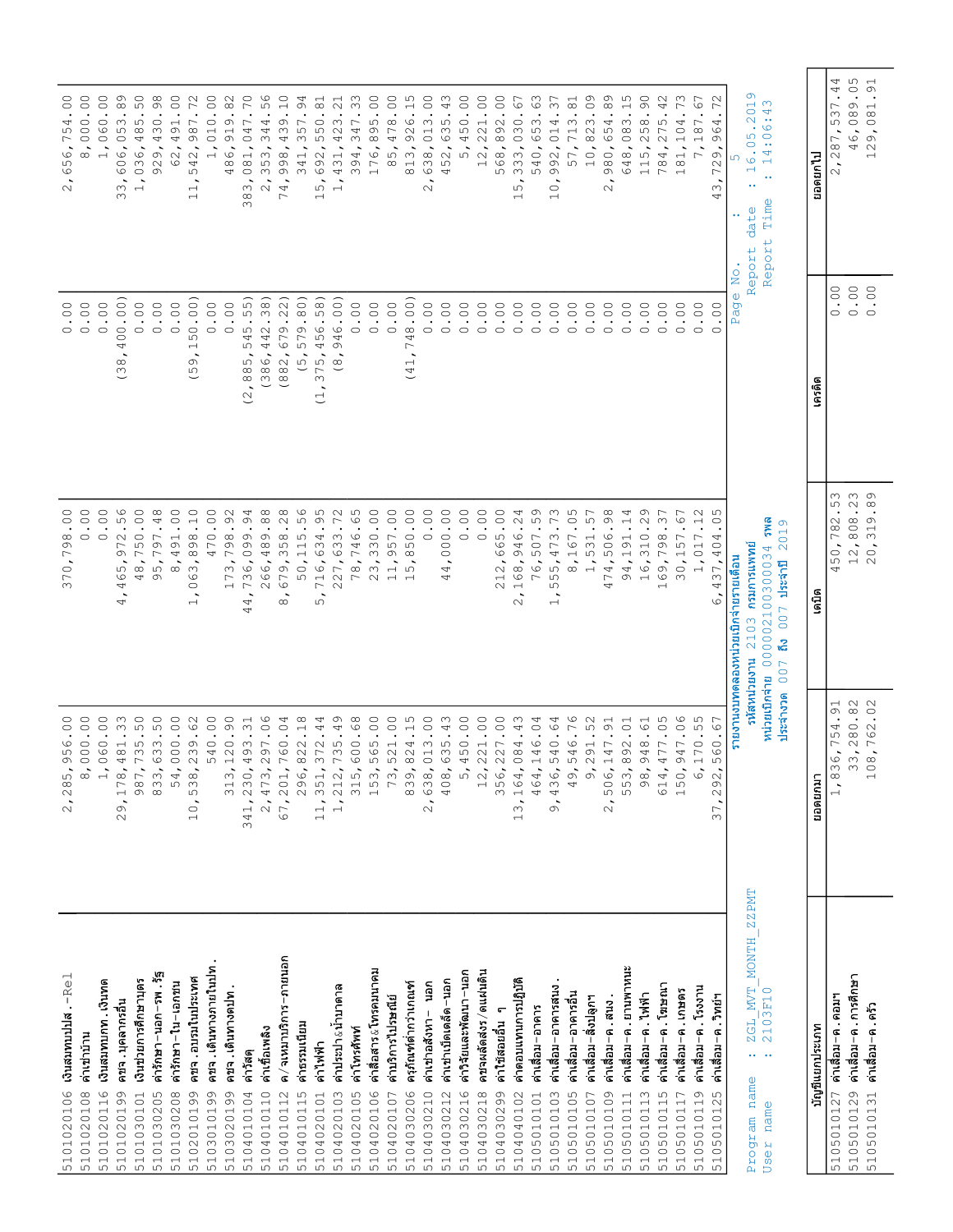| | | | | | |
|---|---|---|---|---|---|
| 5101020106 | เงินสมทบปปส.-Rel | 2,285,956.00 | 370,798.00 | 0.00 | 2,656,754.00 |
| 5101020108 | ค่าเช่าบ้าน | 8,000.00 | 0.00 | 0.00 | 8,000.00 |
| 5101020116 | เงินสมทบกท.เงินทด | 1,060.00 | 0.00 | 0.00 | 1,060.00 |
| 5101020199 | คชจ.บุคลากรอื่น | 29,178,481.33 | 4,465,972.56 | (38,400.00) | 33,606,053.89 |
| 5101030101 | เงินช่วยการศึกษาบุตร | 987,735.50 | 48,750.00 | 0.00 | 1,036,485.50 |
| 5101030205 | ค่ารักษา-นอก-รพ.รัฐ | 833,633.50 | 95,797.48 | 0.00 | 929,430.98 |
| 5101030208 | ค่ารักษา-ใน-เอกชน | 54,000.00 | 8,491.00 | 0.00 | 62,491.00 |
| 5102010199 | คชจ.อบรมในประเทศ | 10,538,239.62 | 1,063,898.10 | (59,150.00) | 11,542,987.72 |
| 5103010199 | คชจ.เดินทางภายในปท. | 540.00 | 470.00 | 0.00 | 1,010.00 |
| 5103020199 | คชจ.เดินทางตปท. | 313,120.90 | 173,798.92 | 0.00 | 486,919.82 |
| 5104010104 | ค่าวัสดุ | 341,230,493.31 | 44,736,099.94 | (2,885,545.55) | 383,081,047.70 |
| 5104010110 | ค่าเชื้อเพลิง | 2,473,297.06 | 266,489.88 | (386,442.38) | 2,353,344.56 |
| 5104010112 | ค/จเหมาบริการ-ภายนอก | 67,201,760.04 | 8,679,358.28 | (882,679.22) | 74,998,439.10 |
| 5104010115 | ค่าธรรมเนียม | 296,822.18 | 50,115.56 | (5,579.80) | 341,357.94 |
| 5104020101 | ค่าไฟฟ้า | 11,351,372.44 | 5,716,634.95 | (1,375,456.58) | 15,692,550.81 |
| 5104020103 | ค่าประปา&น้ำบาดาล | 1,212,735.49 | 227,633.72 | (8,946.00) | 1,431,423.21 |
| 5104020105 | ค่าโทรศัพท์ | 315,600.68 | 78,746.65 | 0.00 | 394,347.33 |
| 5104020106 | ค่าสื่อสาร&โทรคมนาคม | 153,565.00 | 23,330.00 | 0.00 | 176,895.00 |
| 5104020107 | ค่าบริการไปรษณีย์ | 73,521.00 | 11,957.00 | 0.00 | 85,478.00 |
| 5104030206 | ครุภัณฑ์ต่ำกว่าเกณฑ์ | 839,824.15 | 15,850.00 | (41,748.00) | 813,926.15 |
| 5104030210 | ค่าเช่าอสังหา- นอก | 2,638,013.00 | 0.00 | 0.00 | 2,638,013.00 |
| 5104030212 | ค่าเช่าเบ็ดเตล็ด-นอก | 408,635.43 | 44,000.00 | 0.00 | 452,635.43 |
| 5104030216 | ค่าวิจัยและพัฒนา-นอก | 5,450.00 | 0.00 | 0.00 | 5,450.00 |
| 5104030218 | คชจผลัดส่ง/ดแผ่นดิน | 12,221.00 | 0.00 | 0.00 | 12,221.00 |
| 5104030299 | ค่าใช้สอยอื่น ๆ | 356,227.00 | 212,665.00 | 0.00 | 568,892.00 |
| 5104040102 | ค่าตอบแทนการปฏิบัติ | 13,164,084.43 | 2,168,946.24 | 0.00 | 15,333,030.67 |
| 5105010101 | ค่าเสื่อม-อาคาร | 464,146.04 | 76,507.59 | 0.00 | 540,653.63 |
| 5105010103 | ค่าเสื่อม-อาคารสนง. | 9,436,540.64 | 1,555,473.73 | 0.00 | 10,992,014.37 |
| 5105010105 | ค่าเสื่อม-อาคารอื่น | 49,546.76 | 8,167.05 | 0.00 | 57,713.81 |
| 5105010107 | ค่าเสื่อม-สิ่งปลูกฯ | 9,291.52 | 1,531.57 | 0.00 | 10,823.09 |
| 5105010109 | ค่าเสื่อม-ค.สนง. | 2,506,147.91 | 474,506.98 | 0.00 | 2,980,654.89 |
| 5105010111 | ค่าเสื่อม-ค.ยานพาหนะ | 553,892.01 | 94,191.14 | 0.00 | 648,083.15 |
| 5105010113 | ค่าเสื่อม-ค.ไฟฟ้า | 98,948.61 | 16,310.29 | 0.00 | 115,258.90 |
| 5105010115 | ค่าเสื่อม-ค.โฆษณา | 614,477.05 | 169,798.37 | 0.00 | 784,275.42 |
| 5105010117 | ค่าเสื่อม-ค.เกษตร | 150,947.06 | 30,157.67 | 0.00 | 181,104.73 |
| 5105010119 | ค่าเสื่อม-ค.โรงงาน | 6,170.55 | 1,017.12 | 0.00 | 7,187.67 |
| 5105010125 | ค่าเสื่อม-ค.วิทยา | 37,292,560.67 | 6,437,404.05 | 0.00 | 43,729,964.72 |

Program name : ZGL_MVT_MONTH_ZZPMT
User name : 2103F10

รายงานงบทดลองหน่วยเบิกจ่ายรายเดือน
รหัสหน่วยงาน 2103 กรมการแพทย์
หน่วยเบิกจ่าย 0000210300034 รพล
ประจำงวด 007 ถึง 007 ประจำปี 2019

Report date : 16.05.2019
Report Time : 14:06:43

| บัญชีแยกประเภท | | ยอดยกมา | เดบิต | เครดิต | ยอดยกไป |
|---|---|---|---|---|---|
| 5105010127 | ค่าเสื่อม-ค.คอมฯ | 1,836,754.91 | 450,782.53 | 0.00 | 2,287,537.44 |
| 5105010129 | ค่าเสื่อม-ค.การศึกษา | 33,280.82 | 12,808.23 | 0.00 | 46,089.05 |
| 5105010131 | ค่าเสื่อม-ค.ครัว | 108,762.02 | 20,319.89 | 0.00 | 129,081.91 |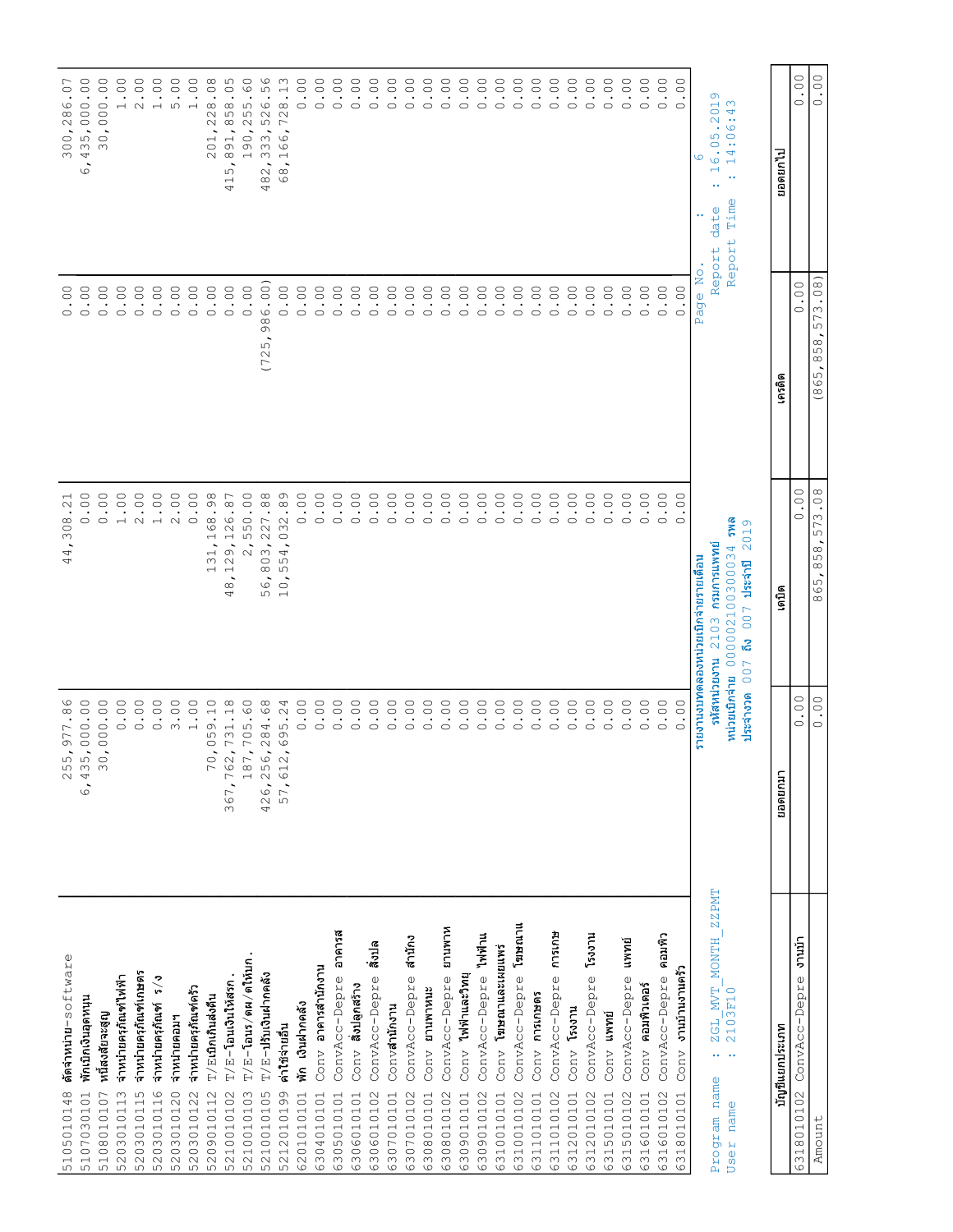| | | | | | |
|---|---|---|---|---|---|
| 5105010148 | ตัดจำหน่าย-software | 255,977.86 | 44,308.21 | 0.00 | 300,286.07 |
| 5107030101 | พักเบิกเงินอุดหนุน | 6,435,000.00 | 0.00 | 0.00 | 6,435,000.00 |
| 5108010107 | หนี้สงสัยจะสูญ | 30,000.00 | 0.00 | 0.00 | 30,000.00 |
| 5203010113 | จำหน่ายครุภัณฑ์ไฟฟ้า | 0.00 | 1.00 | 0.00 | 1.00 |
| 5203010115 | จำหน่ายครุภัณฑ์เกษตร | 0.00 | 2.00 | 0.00 | 2.00 |
| 5203010116 | จำหน่ายครุภัณฑ์ ร/ง | 0.00 | 1.00 | 0.00 | 1.00 |
| 5203010120 | จำหน่ายคอมฯ | 3.00 | 2.00 | 0.00 | 5.00 |
| 5203010122 | จำหน่ายครุภัณฑ์ครัว | 1.00 | 0.00 | 0.00 | 1.00 |
| 5209010112 | T/Eเบิกเกินส่งคืน | 70,059.10 | 131,168.98 | 0.00 | 201,228.08 |
| 5210010102 | T/E-โอนเงินให้สรก. | 367,762,731.18 | 48,129,126.87 | 0.00 | 415,891,858.05 |
| 5210010103 | T/E-โอนร/ดผ/ดให้บก. | 187,705.60 | 2,550.00 | 0.00 | 190,255.60 |
| 5210010105 | T/E-ปรับเงินฝากคลัง | 426,256,284.68 | 56,803,227.88 | (725,986.00) | 482,333,526.56 |
| 5212010199 | ค่าใช้จ่ายอื่น | 57,612,695.24 | 10,554,032.89 | 0.00 | 68,166,728.13 |
| 6201010101 | พัก เงินฝากคลัง | 0.00 | 0.00 | 0.00 | 0.00 |
| 6304010101 | Conv อาคารสำนักงาน | 0.00 | 0.00 | 0.00 | 0.00 |
| 6305010101 | ConvAcc-Depre อาคารส | 0.00 | 0.00 | 0.00 | 0.00 |
| 6306010101 | Conv สิ่งปลูกสร้าง | 0.00 | 0.00 | 0.00 | 0.00 |
| 6306010102 | ConvAcc-Depre สิ่งปล | 0.00 | 0.00 | 0.00 | 0.00 |
| 6307010101 | Convสำนักงาน | 0.00 | 0.00 | 0.00 | 0.00 |
| 6307010102 | ConvAcc-Depre สำนัก | 0.00 | 0.00 | 0.00 | 0.00 |
| 6308010101 | Conv ยานพาหนะ | 0.00 | 0.00 | 0.00 | 0.00 |
| 6308010102 | ConvAcc-Depre ยานพาห | 0.00 | 0.00 | 0.00 | 0.00 |
| 6309010101 | Conv ไฟฟ้าและวิทยุ | 0.00 | 0.00 | 0.00 | 0.00 |
| 6309010102 | ConvAcc-Depre ไฟฟ้าแ | 0.00 | 0.00 | 0.00 | 0.00 |
| 6310010101 | Conv โฆษณาและเผยแพร่ | 0.00 | 0.00 | 0.00 | 0.00 |
| 6310010102 | ConvAcc-Depre โฆษณาแ | 0.00 | 0.00 | 0.00 | 0.00 |
| 6311010101 | Conv การเกษตร | 0.00 | 0.00 | 0.00 | 0.00 |
| 6311010102 | ConvAcc-Depre การเกษ | 0.00 | 0.00 | 0.00 | 0.00 |
| 6312010101 | Conv โรงงาน | 0.00 | 0.00 | 0.00 | 0.00 |
| 6312010102 | ConvAcc-Depre โรงงาน | 0.00 | 0.00 | 0.00 | 0.00 |
| 6315010101 | Conv แพทย์ | 0.00 | 0.00 | 0.00 | 0.00 |
| 6315010102 | ConvAcc-Depre แพทย์ | 0.00 | 0.00 | 0.00 | 0.00 |
| 6316010101 | Conv คอมพิวเตอร์ | 0.00 | 0.00 | 0.00 | 0.00 |
| 6316010102 | ConvAcc-Depre คอมพิว | 0.00 | 0.00 | 0.00 | 0.00 |
| 6318010101 | Conv งานบ้านงานครัว | 0.00 | 0.00 | 0.00 | 0.00 |

Program name : ZGL_MVT_MONTH_ZZPMT
User name : 2103F10

**รายงานงบทดลองหน่วยเบิกจ่ายรายเดือน**
**รหัสหน่วยงาน** 2103 **กรมการแพทย์**
**หน่วยเบิกจ่าย** 0000210030034 **รพล**
**ประจำงวด** 007 **ถึง** 007 **ประจำปี** 2019

Page No. : 6
Report date : 16.05.2019
Report Time : 14:06:43

| บัญชีแยกประเภท | ยอดยกมา | เดบิต | เครดิต | ยอดยกไป |
|---|---|---|---|---|
| 6318010102 ConvAcc-Depre งานบ้า | 0.00 | 0.00 | 0.00 | 0.00 |
| Amount | 0.00 | 865,858,573.08 | (865,858,573.08) | 0.00 |